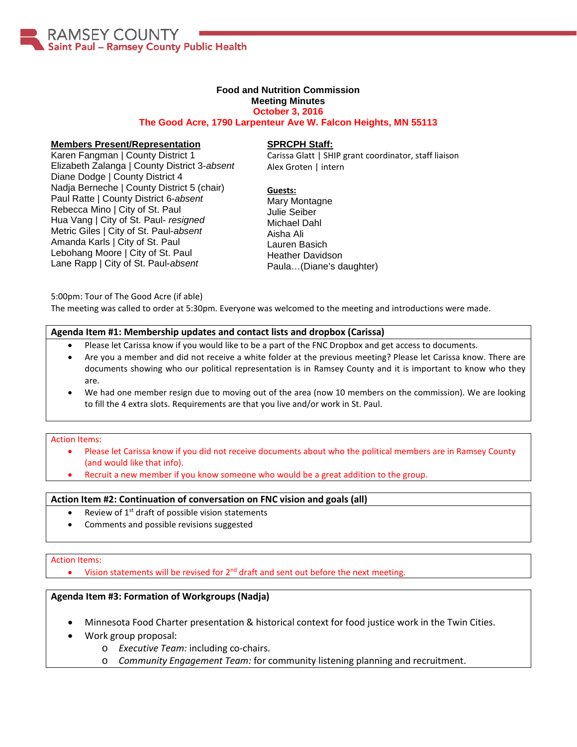RAMSEY COUNTY
Saint Paul – Ramsey County Public Health

# Food and Nutrition Commission
## Meeting Minutes
### October 3, 2016
### The Good Acre, 1790 Larpenteur Ave W. Falcon Heights, MN 55113

**Members Present/Representation**
Karen Fangman | County District 1
Elizabeth Zalanga | County District 3-*absent*
Diane Dodge | County District 4
Nadja Berneche | County District 5 (chair)
Paul Ratte | County District 6-*absent*
Rebecca Mino | City of St. Paul
Hua Vang | City of St. Paul- *resigned*
Metric Giles | City of St. Paul-*absent*
Amanda Karls | City of St. Paul
Lebohang Moore | City of St. Paul
Lane Rapp | City of St. Paul-*absent*

**SPRCPH Staff:**
Carissa Glatt | SHIP grant coordinator, staff liaison
Alex Groten | intern

**Guests:**
Mary Montagne
Julie Seiber
Michael Dahl
Aisha Ali
Lauren Basich
Heather Davidson
Paula…(Diane's daughter)

5:00pm: Tour of The Good Acre (if able)
The meeting was called to order at 5:30pm. Everyone was welcomed to the meeting and introductions were made.

**Agenda Item #1: Membership updates and contact lists and dropbox (Carissa)**

- Please let Carissa know if you would like to be a part of the FNC Dropbox and get access to documents.
- Are you a member and did not receive a white folder at the previous meeting? Please let Carissa know. There are documents showing who our political representation is in Ramsey County and it is important to know who they are.
- We had one member resign due to moving out of the area (now 10 members on the commission). We are looking to fill the 4 extra slots. Requirements are that you live and/or work in St. Paul.

Action Items:

- Please let Carissa know if you did not receive documents about who the political members are in Ramsey County (and would like that info).
- Recruit a new member if you know someone who would be a great addition to the group.

**Action Item #2: Continuation of conversation on FNC vision and goals (all)**

- Review of 1st draft of possible vision statements
- Comments and possible revisions suggested

Action Items:

- Vision statements will be revised for 2nd draft and sent out before the next meeting.

**Agenda Item #3: Formation of Workgroups (Nadja)**

- Minnesota Food Charter presentation & historical context for food justice work in the Twin Cities.
- Work group proposal:
  - *Executive Team:* including co-chairs.
  - *Community Engagement Team:* for community listening planning and recruitment.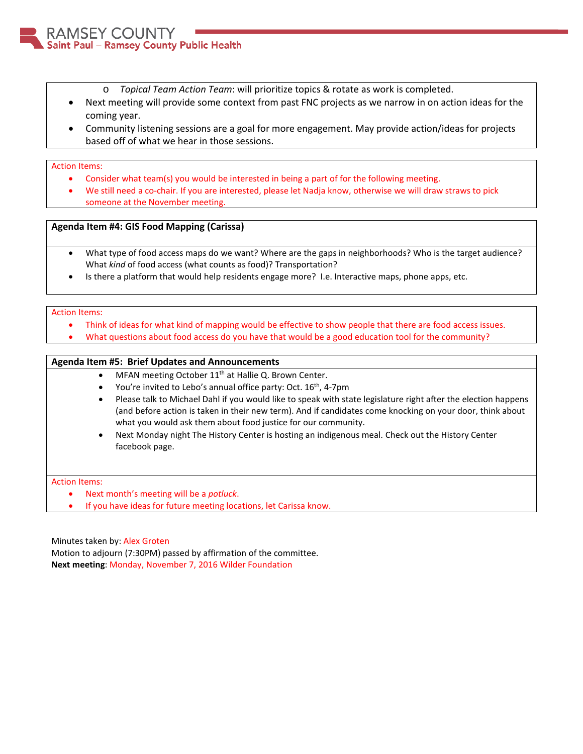- *Topical Team Action Team*: will prioritize topics & rotate as work is completed.

- Next meeting will provide some context from past FNC projects as we narrow in on action ideas for the coming year.
- Community listening sessions are a goal for more engagement. May provide action/ideas for projects based off of what we hear in those sessions.

Action Items:

- Consider what team(s) you would be interested in being a part of for the following meeting.
- We still need a co-chair. If you are interested, please let Nadja know, otherwise we will draw straws to pick someone at the November meeting.

**Agenda Item #4: GIS Food Mapping (Carissa)**

- What type of food access maps do we want? Where are the gaps in neighborhoods? Who is the target audience? What *kind* of food access (what counts as food)? Transportation?
- Is there a platform that would help residents engage more? I.e. Interactive maps, phone apps, etc.

Action Items:

- Think of ideas for what kind of mapping would be effective to show people that there are food access issues.
- What questions about food access do you have that would be a good education tool for the community?

**Agenda Item #5: Brief Updates and Announcements**

- MFAN meeting October 11th at Hallie Q. Brown Center.
- You're invited to Lebo's annual office party: Oct. 16th, 4-7pm
- Please talk to Michael Dahl if you would like to speak with state legislature right after the election happens (and before action is taken in their new term). And if candidates come knocking on your door, think about what you would ask them about food justice for our community.
- Next Monday night The History Center is hosting an indigenous meal. Check out the History Center facebook page.

Action Items:

- Next month's meeting will be a *potluck*.
- If you have ideas for future meeting locations, let Carissa know.

Minutes taken by: Alex Groten
Motion to adjourn (7:30PM) passed by affirmation of the committee.
**Next meeting**: Monday, November 7, 2016 Wilder Foundation